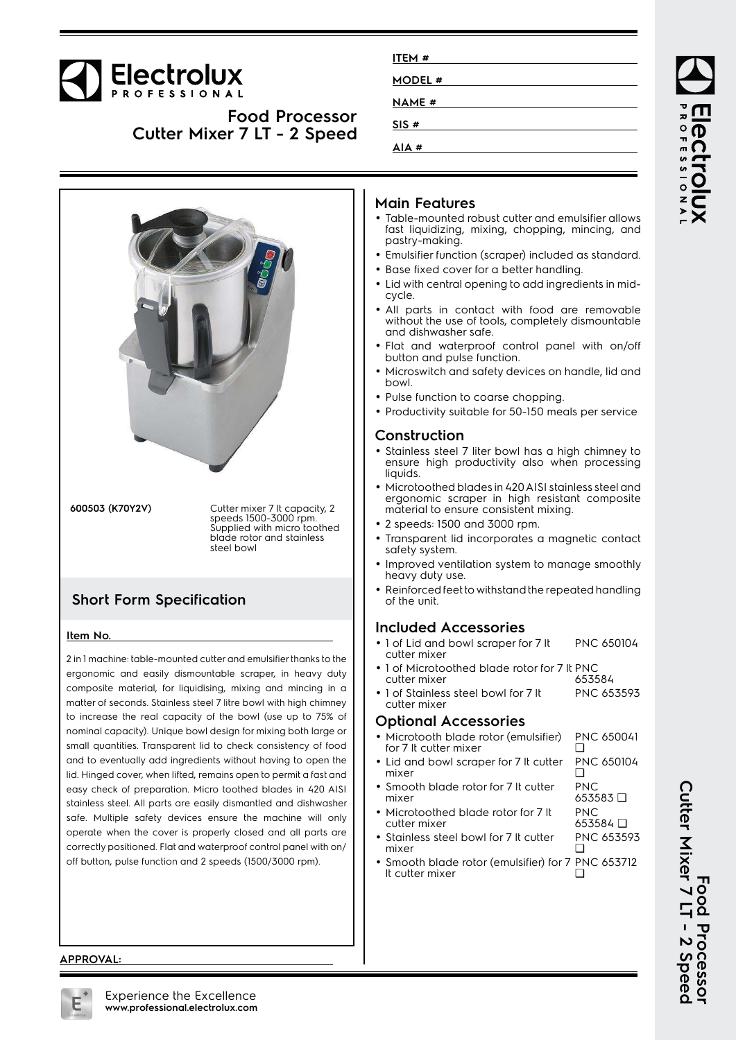# Electrolux PROFESSIONAL

## Food Processor Cutter Mixer 7 LT - 2 Speed

ITEM # 

MODEL # 

NAME # 

SIS # 

AIA # 

**600503 (K70Y2V)** Cutter mixer 7 lt capacity, 2 speeds 1500-3000 rpm. Supplied with micro toothed blade rotor and stainless steel bowl

## Short Form Specification

**Item No.**

2 in 1 machine: table-mounted cutter and emulsifier thanks to the ergonomic and easily dismountable scraper, in heavy duty composite material, for liquidising, mixing and mincing in a matter of seconds. Stainless steel 7 litre bowl with high chimney to increase the real capacity of the bowl (use up to 75% of nominal capacity). Unique bowl design for mixing both large or small quantities. Transparent lid to check consistency of food and to eventually add ingredients without having to open the lid. Hinged cover, when lifted, remains open to permit a fast and easy check of preparation. Micro toothed blades in 420 AISI stainless steel. All parts are easily dismantled and dishwasher safe. Multiple safety devices ensure the machine will only operate when the cover is properly closed and all parts are correctly positioned. Flat and waterproof control panel with on/off button, pulse function and 2 speeds (1500/3000 rpm).

## Main Features

- Table-mounted robust cutter and emulsifier allows fast liquidizing, mixing, chopping, mincing, and pastry-making.
- Emulsifier function (scraper) included as standard.
- Base fixed cover for a better handling.
- Lid with central opening to add ingredients in mid-cycle.
- All parts in contact with food are removable without the use of tools, completely dismountable and dishwasher safe.
- Flat and waterproof control panel with on/off button and pulse function.
- Microswitch and safety devices on handle, lid and bowl.
- Pulse function to coarse chopping.
- Productivity suitable for 50-150 meals per service

## Construction

- Stainless steel 7 liter bowl has a high chimney to ensure high productivity also when processing liquids.
- Microtoothed blades in 420 AISI stainless steel and ergonomic scraper in high resistant composite material to ensure consistent mixing.
- 2 speeds: 1500 and 3000 rpm.
- Transparent lid incorporates a magnetic contact safety system.
- Improved ventilation system to manage smoothly heavy duty use.
- Reinforced feet to withstand the repeated handling of the unit.

## Included Accessories

- 1 of Lid and bowl scraper for 7 lt cutter mixer PNC 650104
- 1 of Microtoothed blade rotor for 7 lt cutter mixer PNC 653584
- 1 of Stainless steel bowl for 7 lt cutter mixer PNC 653593

## Optional Accessories

- Microtooth blade rotor (emulsifier) for 7 lt cutter mixer PNC 650041 ❑
- Lid and bowl scraper for 7 lt cutter mixer PNC 650104 ❑
- Smooth blade rotor for 7 lt cutter mixer PNC 653583 ❑
- Microtoothed blade rotor for 7 lt cutter mixer PNC 653584 ❑
- Stainless steel bowl for 7 lt cutter mixer PNC 653593 ❑
- Smooth blade rotor (emulsifier) for 7 lt cutter mixer PNC 653712 ❑

APPROVAL:

Experience the Excellence
**www.professional.electrolux.com**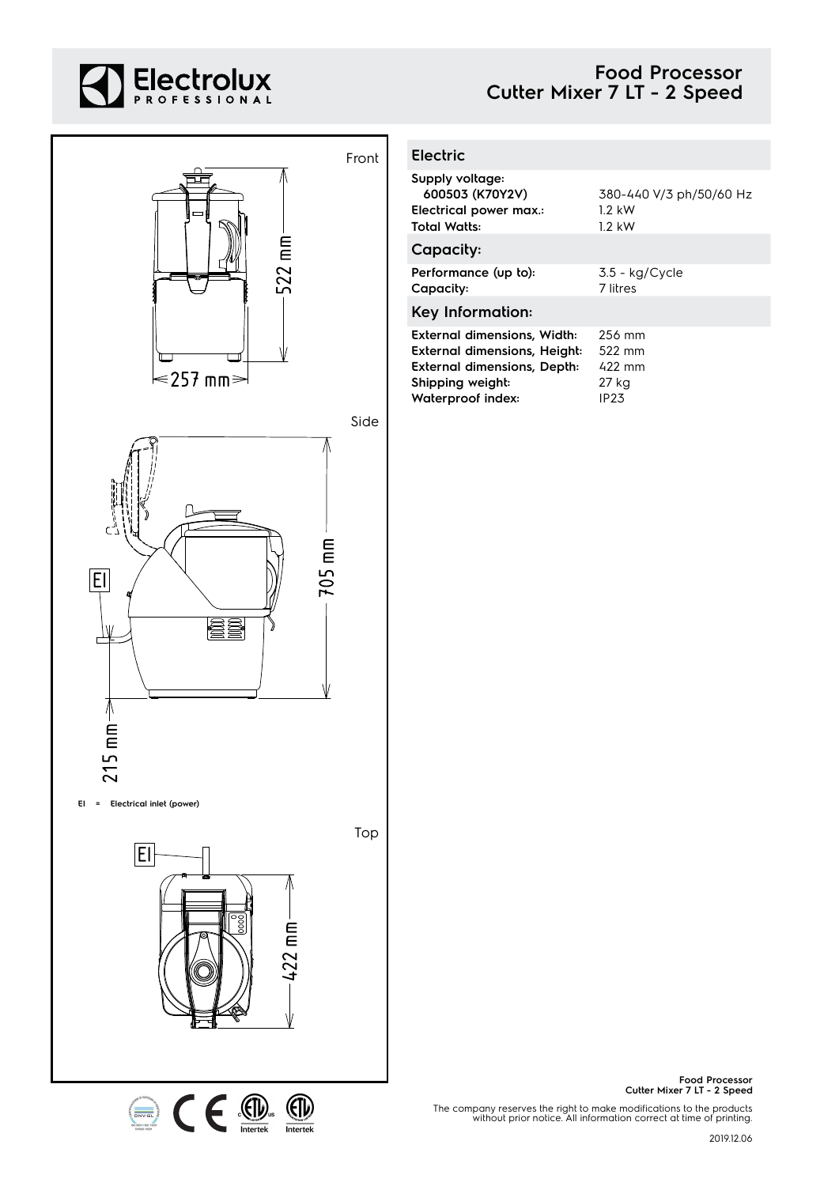# Food Processor
## Cutter Mixer 7 LT - 2 Speed

Front

522 mm

257 mm

Side

705 mm

EI

215 mm

EI = Electrical inlet (power)

Top

EI

422 mm

### Electric

| | |
|---|---|
| **Supply voltage:** | |
| **600503 (K70Y2V)** | 380-440 V/3 ph/50/60 Hz |
| **Electrical power max.:** | 1.2 kW |
| **Total Watts:** | 1.2 kW |

### Capacity:

| | |
|---|---|
| **Performance (up to):** | 3.5 - kg/Cycle |
| **Capacity:** | 7 litres |

### Key Information:

| | |
|---|---|
| **External dimensions, Width:** | 256 mm |
| **External dimensions, Height:** | 522 mm |
| **External dimensions, Depth:** | 422 mm |
| **Shipping weight:** | 27 kg |
| **Waterproof index:** | IP23 |

The company reserves the right to make modifications to the products without prior notice. All information correct at time of printing.

2019.12.06